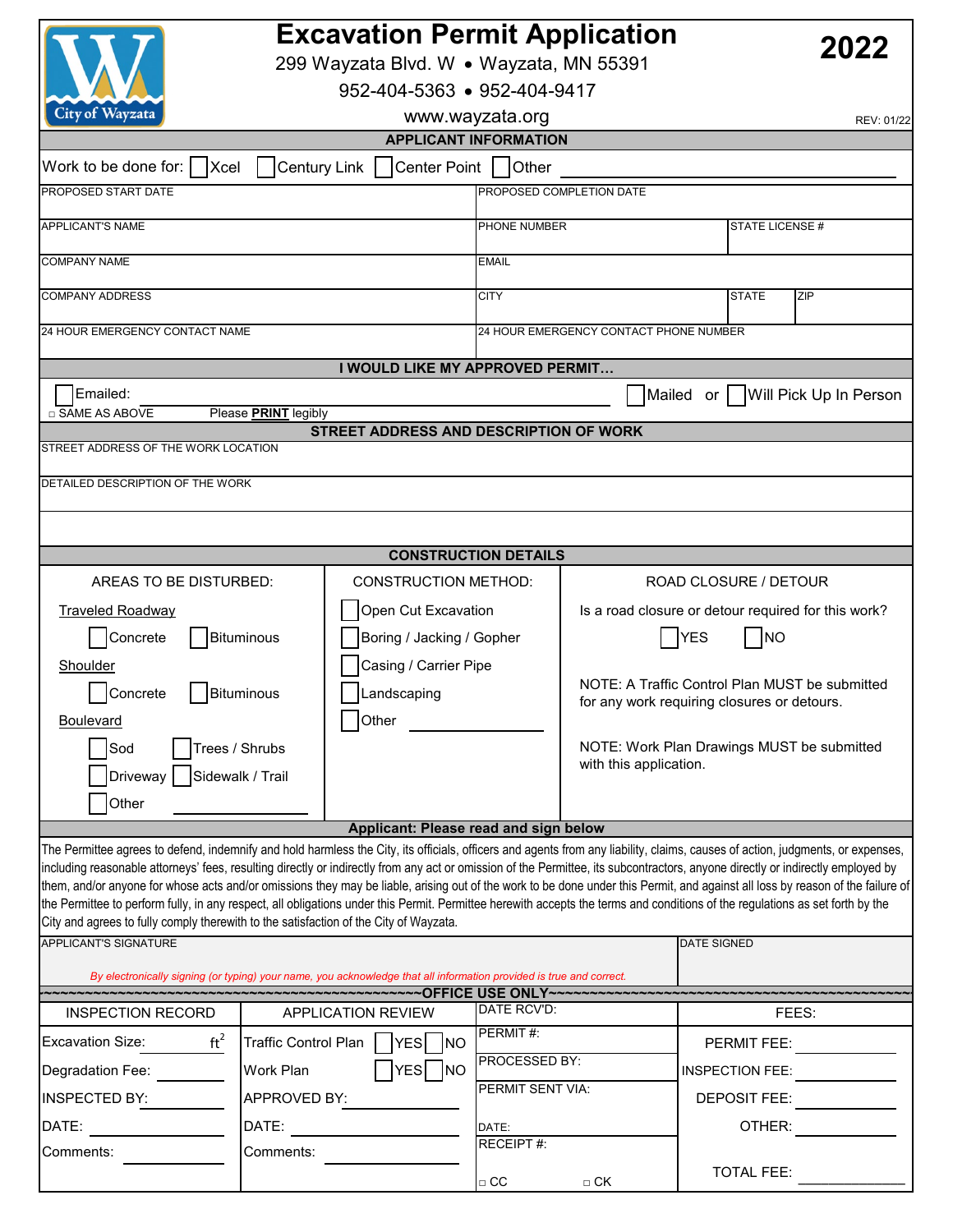# Excavation Permit Application

**2022**

299 Wayzata Blvd. W • Wayzata, MN 55391

952-404-5363 • 952-404-9417

www.wayzata.org

REV: 01/22

## APPLICANT INFORMATION

Work to be done for: ☐ Xcel ☐ Century Link ☐ Center Point ☐ Other ____________________

| PROPOSED START DATE | PROPOSED COMPLETION DATE | |
|---|---|---|
| APPLICANT'S NAME | PHONE NUMBER | STATE LICENSE # |
| COMPANY NAME | EMAIL | |
| COMPANY ADDRESS | CITY | STATE / ZIP |
| 24 HOUR EMERGENCY CONTACT NAME | 24 HOUR EMERGENCY CONTACT PHONE NUMBER | |

## I WOULD LIKE MY APPROVED PERMIT…

☐ Emailed: ____________________ ☐ Mailed or ☐ Will Pick Up In Person

□ SAME AS ABOVE Please **PRINT** legibly

## STREET ADDRESS AND DESCRIPTION OF WORK

STREET ADDRESS OF THE WORK LOCATION

DETAILED DESCRIPTION OF THE WORK

## CONSTRUCTION DETAILS

| AREAS TO BE DISTURBED: | CONSTRUCTION METHOD: | ROAD CLOSURE / DETOUR |
|---|---|---|
| Traveled Roadway | ☐ Open Cut Excavation | Is a road closure or detour required for this work? |
| ☐ Concrete ☐ Bituminous | ☐ Boring / Jacking / Gopher | ☐ YES ☐ NO |
| Shoulder | ☐ Casing / Carrier Pipe | |
| ☐ Concrete ☐ Bituminous | ☐ Landscaping | NOTE: A Traffic Control Plan MUST be submitted for any work requiring closures or detours. |
| Boulevard | ☐ Other ________ | |
| ☐ Sod ☐ Trees / Shrubs | | NOTE: Work Plan Drawings MUST be submitted with this application. |
| ☐ Driveway ☐ Sidewalk / Trail | | |
| ☐ Other ________ | | |

## Applicant: Please read and sign below

The Permittee agrees to defend, indemnify and hold harmless the City, its officials, officers and agents from any liability, claims, causes of action, judgments, or expenses, including reasonable attorneys' fees, resulting directly or indirectly from any act or omission of the Permittee, its subcontractors, anyone directly or indirectly employed by them, and/or anyone for whose acts and/or omissions they may be liable, arising out of the work to be done under this Permit, and against all loss by reason of the failure of the Permittee to perform fully, in any respect, all obligations under this Permit. Permittee herewith accepts the terms and conditions of the regulations as set forth by the City and agrees to fully comply therewith to the satisfaction of the City of Wayzata.

| APPLICANT'S SIGNATURE | DATE SIGNED |
|---|---|
| *By electronically signing (or typing) your name, you acknowledge that all information provided is true and correct.* | |

## ~OFFICE USE ONLY~

| INSPECTION RECORD | APPLICATION REVIEW | DATE RCV'D: | FEES: |
|---|---|---|---|
| Excavation Size: ________ $ft^2$ | Traffic Control Plan ☐ YES ☐ NO | PERMIT #: | PERMIT FEE: ________ |
| Degradation Fee: ________ | Work Plan ☐ YES ☐ NO | PROCESSED BY: | INSPECTION FEE: ________ |
| INSPECTED BY: ________ | APPROVED BY: ________ | PERMIT SENT VIA: | DEPOSIT FEE: ________ |
| DATE: ________ | DATE: ________ | DATE: | OTHER: ________ |
| Comments: ________ | Comments: ________ | RECEIPT #: | TOTAL FEE: ________ |
| | | □ CC □ CK | |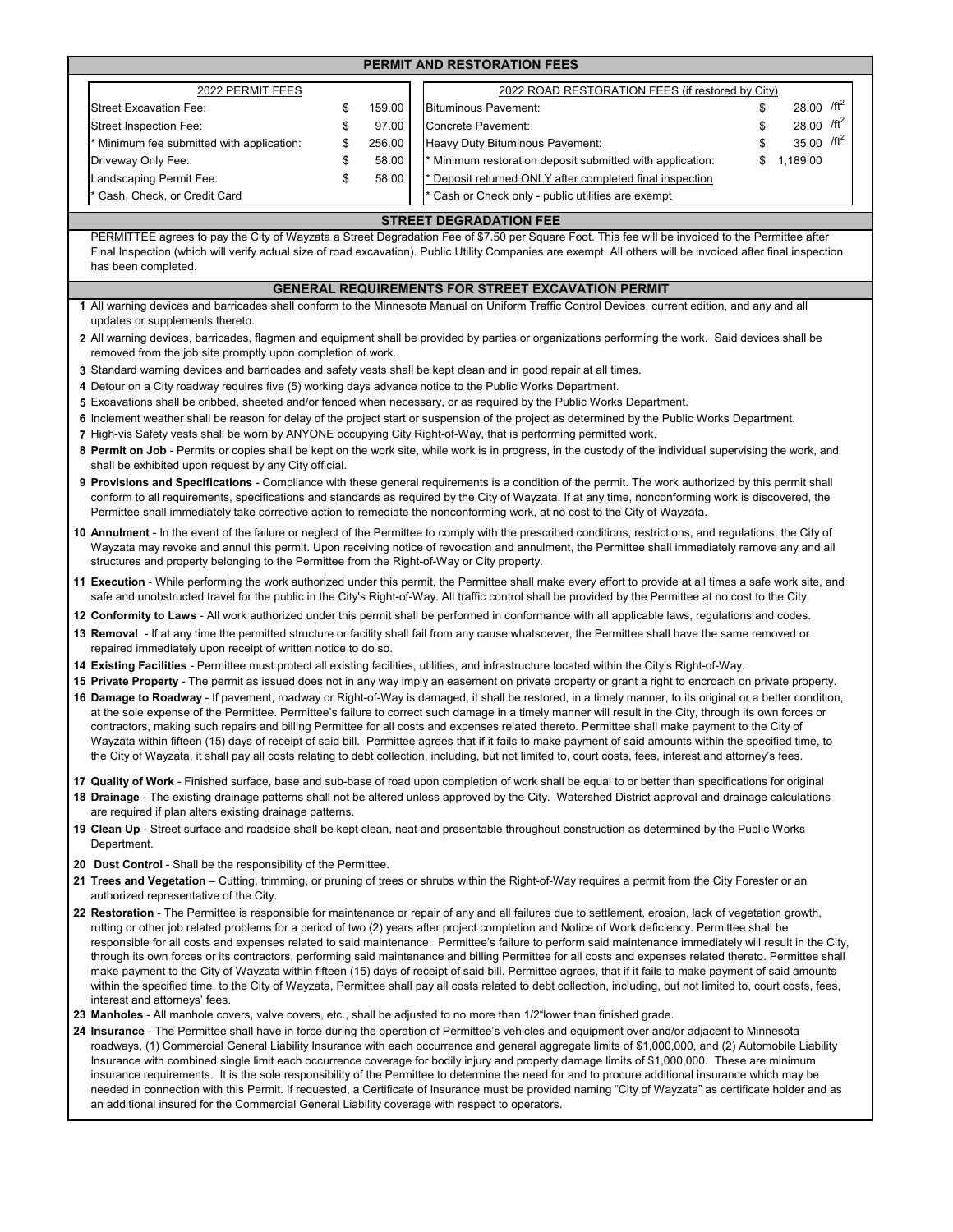## PERMIT AND RESTORATION FEES

| 2022 PERMIT FEES | | |
|---|---|---|
| Street Excavation Fee: | $ | 159.00 |
| Street Inspection Fee: | $ | 97.00 |
| * Minimum fee submitted with application: | $ | 256.00 |
| Driveway Only Fee: | $ | 58.00 |
| Landscaping Permit Fee: | $ | 58.00 |
| * Cash, Check, or Credit Card | | |

| 2022 ROAD RESTORATION FEES (if restored by City) | | |
|---|---|---|
| Bituminous Pavement: | $ | 28.00 /ft$^2$ |
| Concrete Pavement: | $ | 28.00 /ft$^2$ |
| Heavy Duty Bituminous Pavement: | $ | 35.00 /ft$^2$ |
| * Minimum restoration deposit submitted with application: | $ | 1,189.00 |
| * Deposit returned ONLY after completed final inspection | | |
| * Cash or Check only - public utilities are exempt | | |

## STREET DEGRADATION FEE

PERMITTEE agrees to pay the City of Wayzata a Street Degradation Fee of $7.50 per Square Foot. This fee will be invoiced to the Permittee after Final Inspection (which will verify actual size of road excavation). Public Utility Companies are exempt. All others will be invoiced after final inspection has been completed.

## GENERAL REQUIREMENTS FOR STREET EXCAVATION PERMIT

1. All warning devices and barricades shall conform to the Minnesota Manual on Uniform Traffic Control Devices, current edition, and any and all updates or supplements thereto.
2. All warning devices, barricades, flagmen and equipment shall be provided by parties or organizations performing the work. Said devices shall be removed from the job site promptly upon completion of work.
3. Standard warning devices and barricades and safety vests shall be kept clean and in good repair at all times.
4. Detour on a City roadway requires five (5) working days advance notice to the Public Works Department.
5. Excavations shall be cribbed, sheeted and/or fenced when necessary, or as required by the Public Works Department.
6. Inclement weather shall be reason for delay of the project start or suspension of the project as determined by the Public Works Department.
7. High-vis Safety vests shall be worn by ANYONE occupying City Right-of-Way, that is performing permitted work.
8. **Permit on Job** - Permits or copies shall be kept on the work site, while work is in progress, in the custody of the individual supervising the work, and shall be exhibited upon request by any City official.
9. **Provisions and Specifications** - Compliance with these general requirements is a condition of the permit. The work authorized by this permit shall conform to all requirements, specifications and standards as required by the City of Wayzata. If at any time, nonconforming work is discovered, the Permittee shall immediately take corrective action to remediate the nonconforming work, at no cost to the City of Wayzata.
10. **Annulment** - In the event of the failure or neglect of the Permittee to comply with the prescribed conditions, restrictions, and regulations, the City of Wayzata may revoke and annul this permit. Upon receiving notice of revocation and annulment, the Permittee shall immediately remove any and all structures and property belonging to the Permittee from the Right-of-Way or City property.
11. **Execution** - While performing the work authorized under this permit, the Permittee shall make every effort to provide at all times a safe work site, and safe and unobstructed travel for the public in the City's Right-of-Way. All traffic control shall be provided by the Permittee at no cost to the City.
12. **Conformity to Laws** - All work authorized under this permit shall be performed in conformance with all applicable laws, regulations and codes.
13. **Removal** - If at any time the permitted structure or facility shall fail from any cause whatsoever, the Permittee shall have the same removed or repaired immediately upon receipt of written notice to do so.
14. **Existing Facilities** - Permittee must protect all existing facilities, utilities, and infrastructure located within the City's Right-of-Way.
15. **Private Property** - The permit as issued does not in any way imply an easement on private property or grant a right to encroach on private property.
16. **Damage to Roadway** - If pavement, roadway or Right-of-Way is damaged, it shall be restored, in a timely manner, to its original or a better condition, at the sole expense of the Permittee. Permittee's failure to correct such damage in a timely manner will result in the City, through its own forces or contractors, making such repairs and billing Permittee for all costs and expenses related thereto. Permittee shall make payment to the City of Wayzata within fifteen (15) days of receipt of said bill. Permittee agrees that if it fails to make payment of said amounts within the specified time, to the City of Wayzata, it shall pay all costs relating to debt collection, including, but not limited to, court costs, fees, interest and attorney's fees.
17. **Quality of Work** - Finished surface, base and sub-base of road upon completion of work shall be equal to or better than specifications for original
18. **Drainage** - The existing drainage patterns shall not be altered unless approved by the City. Watershed District approval and drainage calculations are required if plan alters existing drainage patterns.
19. **Clean Up** - Street surface and roadside shall be kept clean, neat and presentable throughout construction as determined by the Public Works Department.
20. **Dust Control** - Shall be the responsibility of the Permittee.
21. **Trees and Vegetation** – Cutting, trimming, or pruning of trees or shrubs within the Right-of-Way requires a permit from the City Forester or an authorized representative of the City.
22. **Restoration** - The Permittee is responsible for maintenance or repair of any and all failures due to settlement, erosion, lack of vegetation growth, rutting or other job related problems for a period of two (2) years after project completion and Notice of Work deficiency. Permittee shall be responsible for all costs and expenses related to said maintenance. Permittee's failure to perform said maintenance immediately will result in the City, through its own forces or its contractors, performing said maintenance and billing Permittee for all costs and expenses related thereto. Permittee shall make payment to the City of Wayzata within fifteen (15) days of receipt of said bill. Permittee agrees, that if it fails to make payment of said amounts within the specified time, to the City of Wayzata, Permittee shall pay all costs related to debt collection, including, but not limited to, court costs, fees, interest and attorneys' fees.
23. **Manholes** - All manhole covers, valve covers, etc., shall be adjusted to no more than 1/2"lower than finished grade.
24. **Insurance** - The Permittee shall have in force during the operation of Permittee's vehicles and equipment over and/or adjacent to Minnesota roadways, (1) Commercial General Liability Insurance with each occurrence and general aggregate limits of $1,000,000, and (2) Automobile Liability Insurance with combined single limit each occurrence coverage for bodily injury and property damage limits of $1,000,000. These are minimum insurance requirements. It is the sole responsibility of the Permittee to determine the need for and to procure additional insurance which may be needed in connection with this Permit. If requested, a Certificate of Insurance must be provided naming "City of Wayzata" as certificate holder and as an additional insured for the Commercial General Liability coverage with respect to operators.